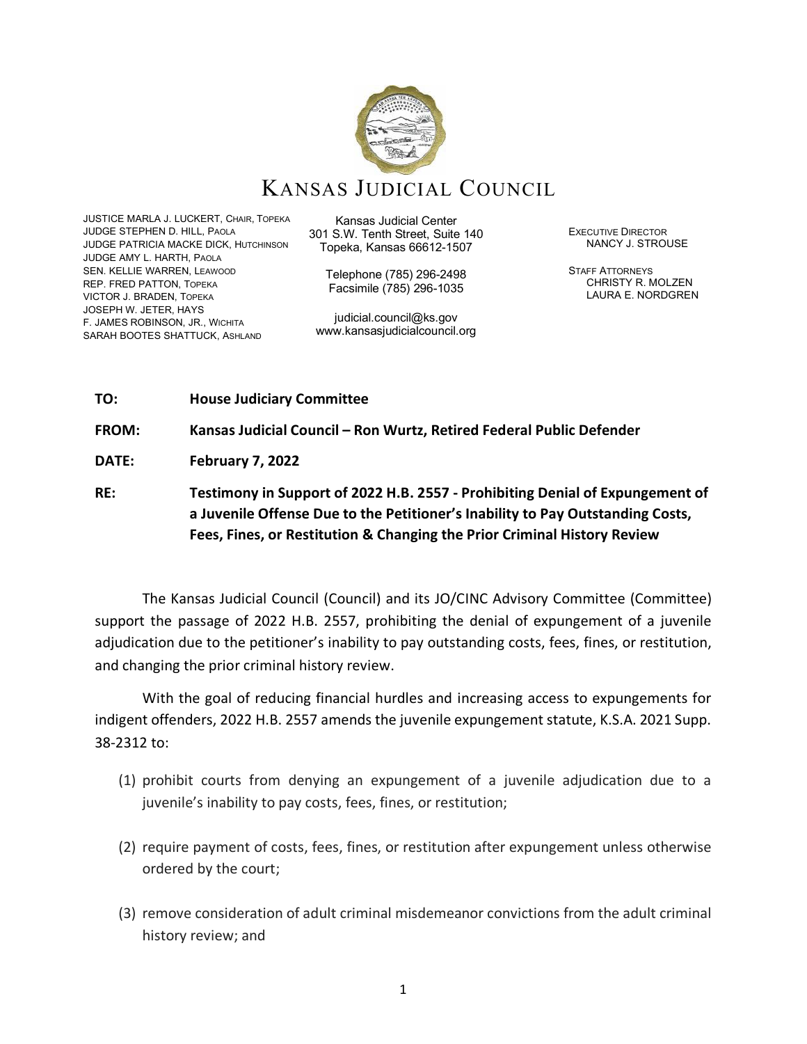# KANSAS JUDICIAL COUNCIL

JUSTICE MARLA J. LUCKERT, CHAIR, TOPEKA
JUDGE STEPHEN D. HILL, PAOLA
JUDGE PATRICIA MACKE DICK, HUTCHINSON
JUDGE AMY L. HARTH, PAOLA
SEN. KELLIE WARREN, LEAWOOD
REP. FRED PATTON, TOPEKA
VICTOR J. BRADEN, TOPEKA
JOSEPH W. JETER, HAYS
F. JAMES ROBINSON, JR., WICHITA
SARAH BOOTES SHATTUCK, ASHLAND

Kansas Judicial Center
301 S.W. Tenth Street, Suite 140
Topeka, Kansas 66612-1507

Telephone (785) 296-2498
Facsimile (785) 296-1035

judicial.council@ks.gov
www.kansasjudicialcouncil.org

EXECUTIVE DIRECTOR
NANCY J. STROUSE

STAFF ATTORNEYS
CHRISTY R. MOLZEN
LAURA E. NORDGREN

**TO:** **House Judiciary Committee**

**FROM:** **Kansas Judicial Council – Ron Wurtz, Retired Federal Public Defender**

**DATE:** **February 7, 2022**

**RE:** **Testimony in Support of 2022 H.B. 2557 - Prohibiting Denial of Expungement of a Juvenile Offense Due to the Petitioner's Inability to Pay Outstanding Costs, Fees, Fines, or Restitution & Changing the Prior Criminal History Review**

The Kansas Judicial Council (Council) and its JO/CINC Advisory Committee (Committee) support the passage of 2022 H.B. 2557, prohibiting the denial of expungement of a juvenile adjudication due to the petitioner's inability to pay outstanding costs, fees, fines, or restitution, and changing the prior criminal history review.

With the goal of reducing financial hurdles and increasing access to expungements for indigent offenders, 2022 H.B. 2557 amends the juvenile expungement statute, K.S.A. 2021 Supp. 38-2312 to:

(1) prohibit courts from denying an expungement of a juvenile adjudication due to a juvenile's inability to pay costs, fees, fines, or restitution;

(2) require payment of costs, fees, fines, or restitution after expungement unless otherwise ordered by the court;

(3) remove consideration of adult criminal misdemeanor convictions from the adult criminal history review; and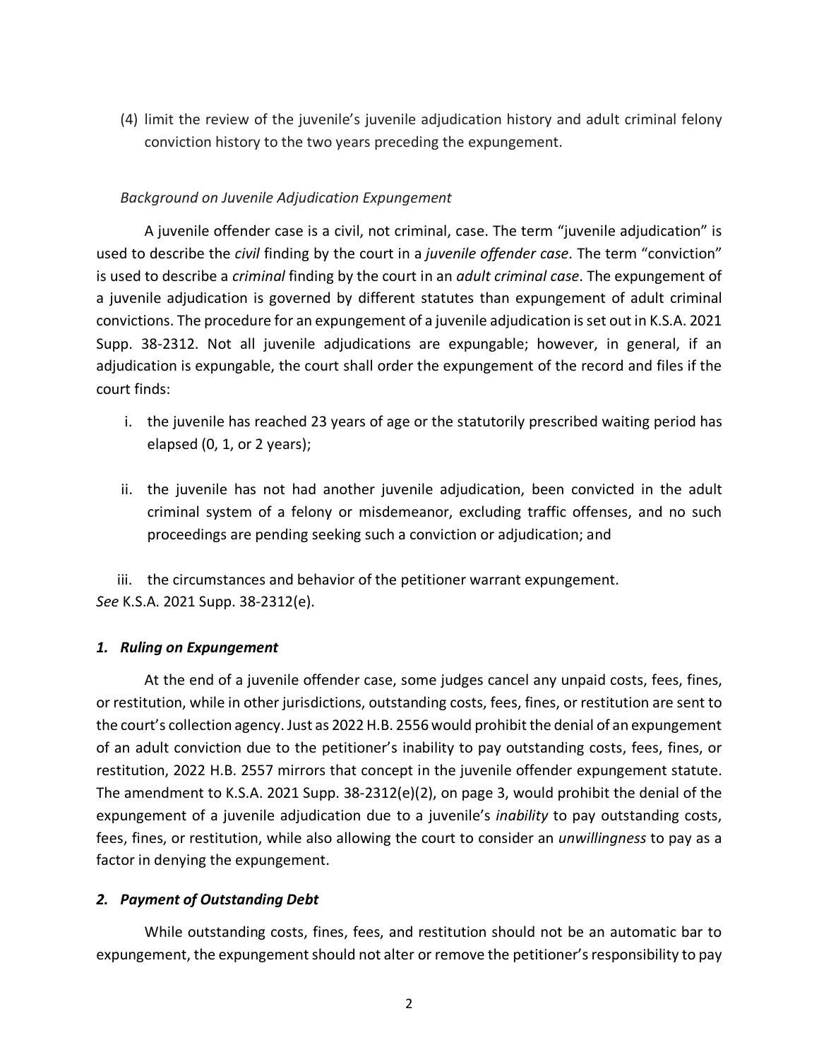(4) limit the review of the juvenile's juvenile adjudication history and adult criminal felony conviction history to the two years preceding the expungement.

*Background on Juvenile Adjudication Expungement*

A juvenile offender case is a civil, not criminal, case. The term "juvenile adjudication" is used to describe the *civil* finding by the court in a *juvenile offender case*. The term "conviction" is used to describe a *criminal* finding by the court in an *adult criminal case*. The expungement of a juvenile adjudication is governed by different statutes than expungement of adult criminal convictions. The procedure for an expungement of a juvenile adjudication is set out in K.S.A. 2021 Supp. 38-2312. Not all juvenile adjudications are expungable; however, in general, if an adjudication is expungable, the court shall order the expungement of the record and files if the court finds:

i. the juvenile has reached 23 years of age or the statutorily prescribed waiting period has elapsed (0, 1, or 2 years);

ii. the juvenile has not had another juvenile adjudication, been convicted in the adult criminal system of a felony or misdemeanor, excluding traffic offenses, and no such proceedings are pending seeking such a conviction or adjudication; and

iii. the circumstances and behavior of the petitioner warrant expungement.

*See* K.S.A. 2021 Supp. 38-2312(e).

### *1. Ruling on Expungement*

At the end of a juvenile offender case, some judges cancel any unpaid costs, fees, fines, or restitution, while in other jurisdictions, outstanding costs, fees, fines, or restitution are sent to the court's collection agency. Just as 2022 H.B. 2556 would prohibit the denial of an expungement of an adult conviction due to the petitioner's inability to pay outstanding costs, fees, fines, or restitution, 2022 H.B. 2557 mirrors that concept in the juvenile offender expungement statute. The amendment to K.S.A. 2021 Supp. 38-2312(e)(2), on page 3, would prohibit the denial of the expungement of a juvenile adjudication due to a juvenile's *inability* to pay outstanding costs, fees, fines, or restitution, while also allowing the court to consider an *unwillingness* to pay as a factor in denying the expungement.

### *2. Payment of Outstanding Debt*

While outstanding costs, fines, fees, and restitution should not be an automatic bar to expungement, the expungement should not alter or remove the petitioner's responsibility to pay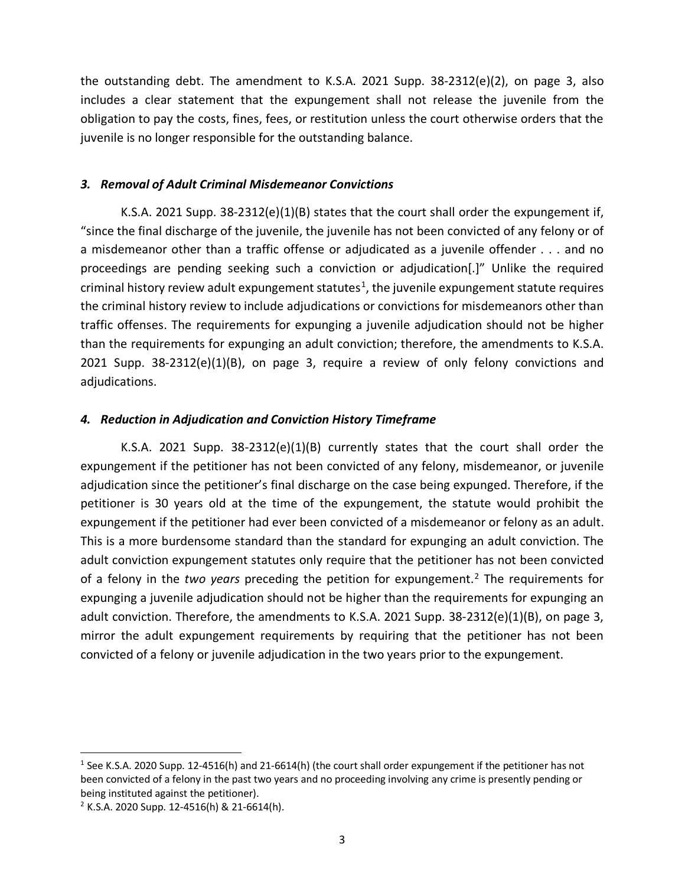the outstanding debt. The amendment to K.S.A. 2021 Supp. 38-2312(e)(2), on page 3, also includes a clear statement that the expungement shall not release the juvenile from the obligation to pay the costs, fines, fees, or restitution unless the court otherwise orders that the juvenile is no longer responsible for the outstanding balance.

### *3. Removal of Adult Criminal Misdemeanor Convictions*

K.S.A. 2021 Supp. 38-2312(e)(1)(B) states that the court shall order the expungement if, "since the final discharge of the juvenile, the juvenile has not been convicted of any felony or of a misdemeanor other than a traffic offense or adjudicated as a juvenile offender . . . and no proceedings are pending seeking such a conviction or adjudication[.]" Unlike the required criminal history review adult expungement statutes[1], the juvenile expungement statute requires the criminal history review to include adjudications or convictions for misdemeanors other than traffic offenses. The requirements for expunging a juvenile adjudication should not be higher than the requirements for expunging an adult conviction; therefore, the amendments to K.S.A. 2021 Supp. 38-2312(e)(1)(B), on page 3, require a review of only felony convictions and adjudications.

### *4. Reduction in Adjudication and Conviction History Timeframe*

K.S.A. 2021 Supp. 38-2312(e)(1)(B) currently states that the court shall order the expungement if the petitioner has not been convicted of any felony, misdemeanor, or juvenile adjudication since the petitioner's final discharge on the case being expunged. Therefore, if the petitioner is 30 years old at the time of the expungement, the statute would prohibit the expungement if the petitioner had ever been convicted of a misdemeanor or felony as an adult. This is a more burdensome standard than the standard for expunging an adult conviction. The adult conviction expungement statutes only require that the petitioner has not been convicted of a felony in the *two years* preceding the petition for expungement.[2] The requirements for expunging a juvenile adjudication should not be higher than the requirements for expunging an adult conviction. Therefore, the amendments to K.S.A. 2021 Supp. 38-2312(e)(1)(B), on page 3, mirror the adult expungement requirements by requiring that the petitioner has not been convicted of a felony or juvenile adjudication in the two years prior to the expungement.

---

[1] See K.S.A. 2020 Supp. 12-4516(h) and 21-6614(h) (the court shall order expungement if the petitioner has not been convicted of a felony in the past two years and no proceeding involving any crime is presently pending or being instituted against the petitioner).

[2] K.S.A. 2020 Supp. 12-4516(h) & 21-6614(h).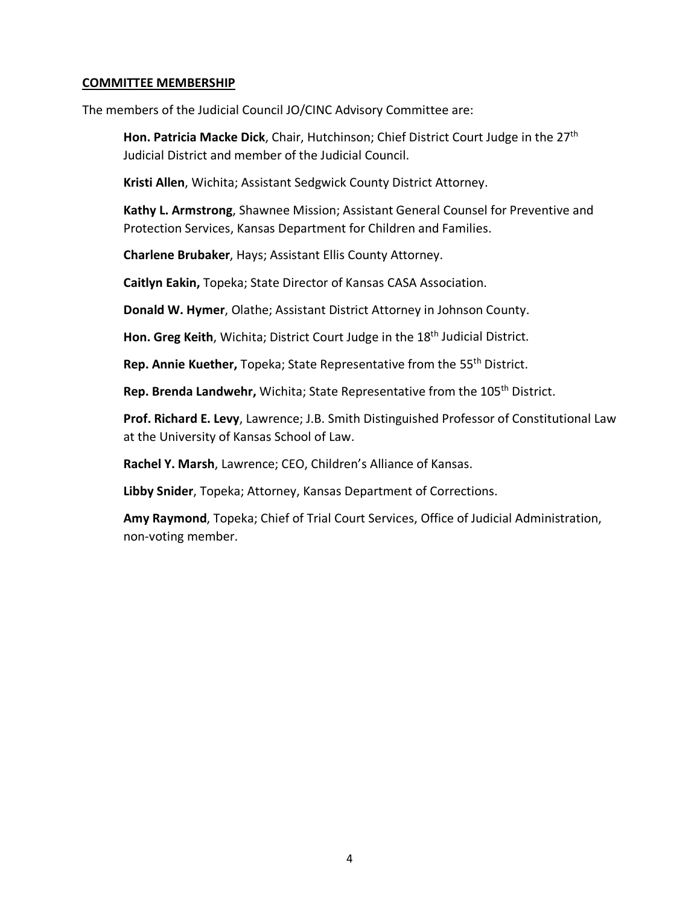**COMMITTEE MEMBERSHIP**

The members of the Judicial Council JO/CINC Advisory Committee are:

**Hon. Patricia Macke Dick**, Chair, Hutchinson; Chief District Court Judge in the 27th Judicial District and member of the Judicial Council.

**Kristi Allen**, Wichita; Assistant Sedgwick County District Attorney.

**Kathy L. Armstrong**, Shawnee Mission; Assistant General Counsel for Preventive and Protection Services, Kansas Department for Children and Families.

**Charlene Brubaker**, Hays; Assistant Ellis County Attorney.

**Caitlyn Eakin,** Topeka; State Director of Kansas CASA Association.

**Donald W. Hymer**, Olathe; Assistant District Attorney in Johnson County.

**Hon. Greg Keith**, Wichita; District Court Judge in the 18th Judicial District.

**Rep. Annie Kuether,** Topeka; State Representative from the 55th District.

**Rep. Brenda Landwehr,** Wichita; State Representative from the 105th District.

**Prof. Richard E. Levy**, Lawrence; J.B. Smith Distinguished Professor of Constitutional Law at the University of Kansas School of Law.

**Rachel Y. Marsh**, Lawrence; CEO, Children's Alliance of Kansas.

**Libby Snider**, Topeka; Attorney, Kansas Department of Corrections.

**Amy Raymond**, Topeka; Chief of Trial Court Services, Office of Judicial Administration, non-voting member.